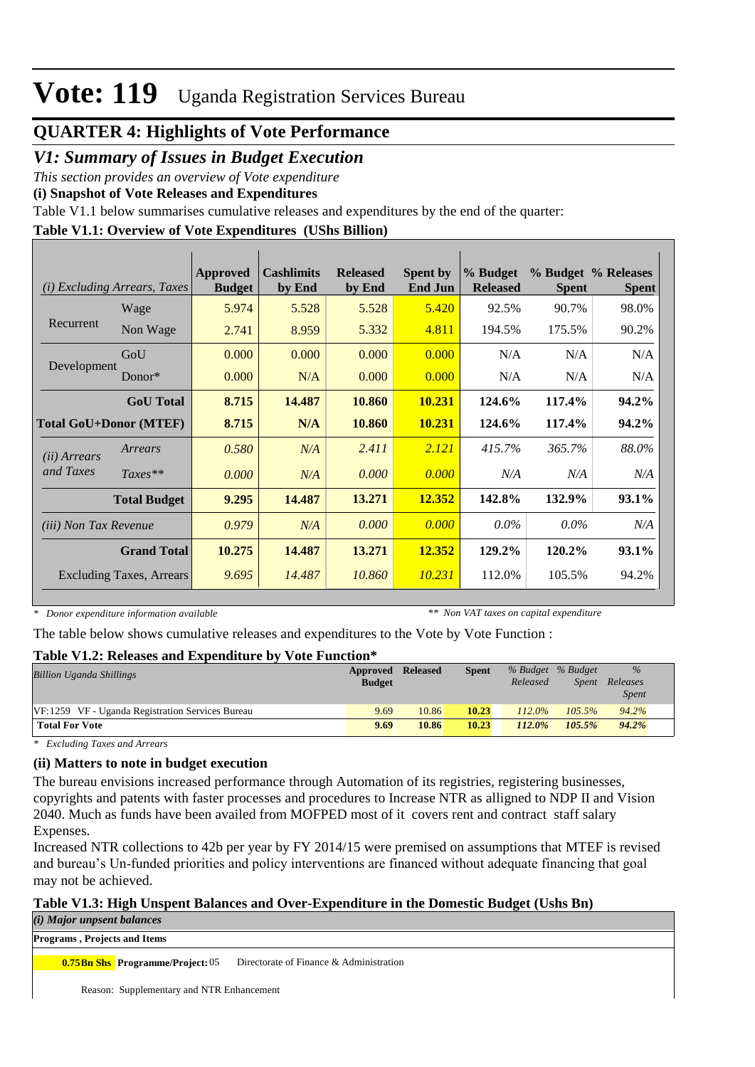# Vote: 119 Uganda Registration Services Bureau

## QUARTER 4: Highlights of Vote Performance

### *V1: Summary of Issues in Budget Execution*

*This section provides an overview of Vote expenditure*

**(i) Snapshot of Vote Releases and Expenditures**

Table V1.1 below summarises cumulative releases and expenditures by the end of the quarter:

**Table V1.1: Overview of Vote Expenditures (UShs Billion)**

| *(i) Excluding Arrears, Taxes* | | Approved Budget | Cashlimits by End | Released by End | Spent by End Jun | % Budget Released | % Budget Spent | % Releases Spent |
|---|---|---|---|---|---|---|---|---|
| Recurrent | Wage | 5.974 | 5.528 | 5.528 | 5.420 | 92.5% | 90.7% | 98.0% |
| | Non Wage | 2.741 | 8.959 | 5.332 | 4.811 | 194.5% | 175.5% | 90.2% |
| Development | GoU | 0.000 | 0.000 | 0.000 | 0.000 | N/A | N/A | N/A |
| | Donor* | 0.000 | N/A | 0.000 | 0.000 | N/A | N/A | N/A |
| | **GoU Total** | **8.715** | **14.487** | **10.860** | **10.231** | **124.6%** | **117.4%** | **94.2%** |
| **Total GoU+Donor (MTEF)** | | **8.715** | **N/A** | **10.860** | **10.231** | **124.6%** | **117.4%** | **94.2%** |
| *(ii) Arrears and Taxes* | *Arrears* | *0.580* | *N/A* | *2.411* | *2.121* | *415.7%* | *365.7%* | *88.0%* |
| | *Taxes*** | *0.000* | *N/A* | *0.000* | *0.000* | *N/A* | *N/A* | *N/A* |
| | **Total Budget** | **9.295** | **14.487** | **13.271** | **12.352** | **142.8%** | **132.9%** | **93.1%** |
| *(iii) Non Tax Revenue* | | *0.979* | *N/A* | *0.000* | *0.000* | *0.0%* | *0.0%* | *N/A* |
| | **Grand Total** | **10.275** | **14.487** | **13.271** | **12.352** | **129.2%** | **120.2%** | **93.1%** |
| | Excluding Taxes, Arrears | *9.695* | *14.487* | *10.860* | *10.231* | 112.0% | 105.5% | 94.2% |

*\* Donor expenditure information available* *\*\* Non VAT taxes on capital expenditure*

The table below shows cumulative releases and expenditures to the Vote by Vote Function :

**Table V1.2: Releases and Expenditure by Vote Function***

| *Billion Uganda Shillings* | Approved Budget | Released | Spent | *% Budget Released* | *% Budget Spent* | *% Releases Spent* |
|---|---|---|---|---|---|---|
| VF:1259 VF - Uganda Registration Services Bureau | 9.69 | 10.86 | **10.23** | *112.0%* | *105.5%* | *94.2%* |
| **Total For Vote** | **9.69** | **10.86** | **10.23** | ***112.0%*** | ***105.5%*** | ***94.2%*** |

*\* Excluding Taxes and Arrears*

**(ii) Matters to note in budget execution**

The bureau envisions increased performance through Automation of its registries, registering businesses, copyrights and patents with faster processes and procedures to Increase NTR as alligned to NDP II and Vision 2040. Much as funds have been availed from MOFPED most of it covers rent and contract staff salary Expenses.

Increased NTR collections to 42b per year by FY 2014/15 were premised on assumptions that MTEF is revised and bureau's Un-funded priorities and policy interventions are financed without adequate financing that goal may not be achieved.

**Table V1.3: High Unspent Balances and Over-Expenditure in the Domestic Budget (Ushs Bn)**

***(i) Major unpsent balances***

**Programs , Projects and Items**

**0.75Bn Shs** **Programme/Project:** 05 Directorate of Finance & Administration

Reason: Supplementary and NTR Enhancement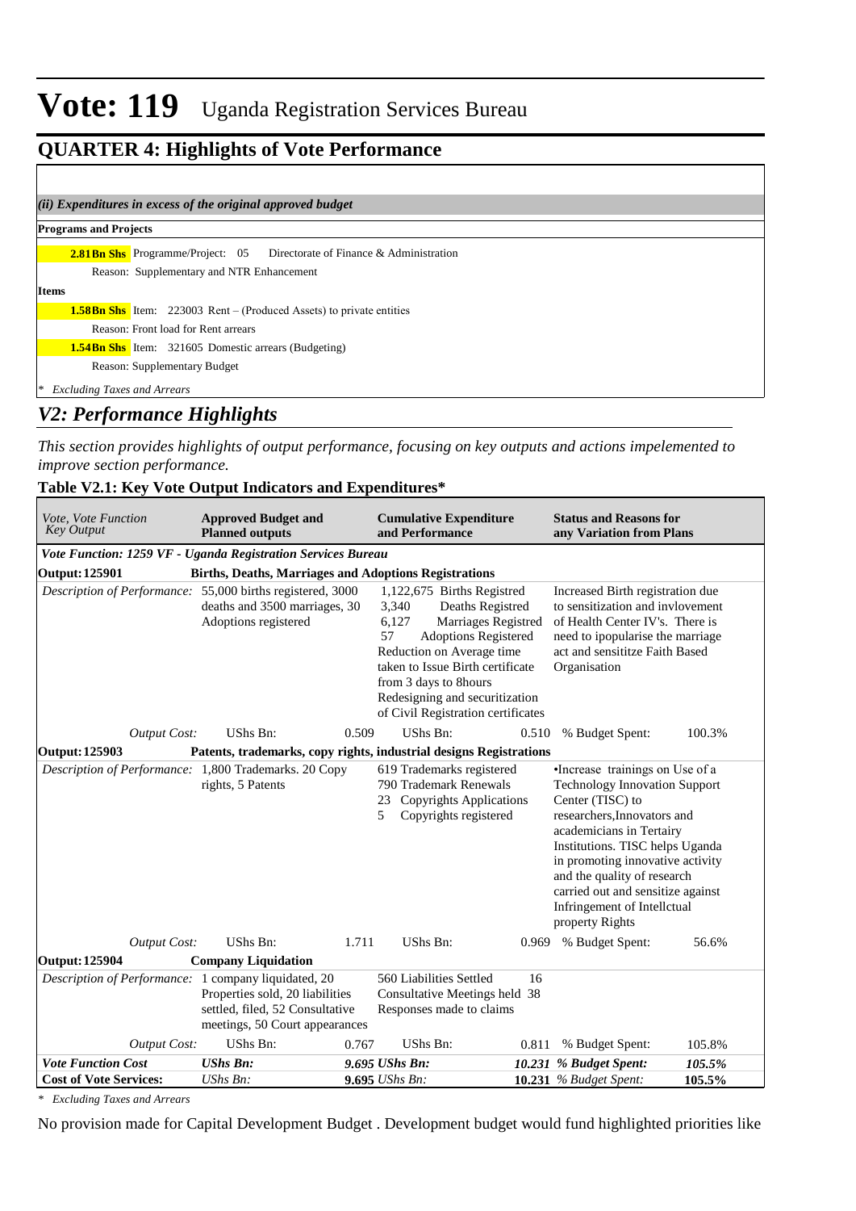# Vote: 119 Uganda Registration Services Bureau

## QUARTER 4: Highlights of Vote Performance

*(ii) Expenditures in excess of the original approved budget*

**Programs and Projects**

**2.81Bn Shs** Programme/Project: 05 Directorate of Finance & Administration

Reason: Supplementary and NTR Enhancement

**Items**

**1.58Bn Shs** Item: 223003 Rent – (Produced Assets) to private entities

Reason: Front load for Rent arrears

**1.54Bn Shs** Item: 321605 Domestic arrears (Budgeting)

Reason: Supplementary Budget

*\* Excluding Taxes and Arrears*

## *V2: Performance Highlights*

*This section provides highlights of output performance, focusing on key outputs and actions impelemented to improve section performance.*

### Table V2.1: Key Vote Output Indicators and Expenditures*

| *Vote, Vote Function Key Output* | **Approved Budget and Planned outputs** | | **Cumulative Expenditure and Performance** | | **Status and Reasons for any Variation from Plans** | |
|---|---|---|---|---|---|---|
| ***Vote Function: 1259 VF - Uganda Registration Services Bureau*** | | | | | | |
| **Output: 125901** | **Births, Deaths, Marriages and Adoptions Registrations** | | | | | |
| *Description of Performance:* | 55,000 births registered, 3000 deaths and 3500 marriages, 30 Adoptions registered | | 1,122,675 Births Registred<br>3,340 Deaths Registred<br>6,127 Marriages Registred<br>57 Adoptions Registered<br>Reduction on Average time taken to Issue Birth certificate from 3 days to 8hours<br>Redesigning and securitization of Civil Registration certificates | | Increased Birth registration due to sensitization and invlovement of Health Center IV's. There is need to ipopularise the marriage act and sensititze Faith Based Organisation | |
| *Output Cost:* | UShs Bn: | 0.509 | UShs Bn: | 0.510 | % Budget Spent: | 100.3% |
| **Output: 125903** | **Patents, trademarks, copy rights, industrial designs Registrations** | | | | | |
| *Description of Performance:* | 1,800 Trademarks. 20 Copy rights, 5 Patents | | 619 Trademarks registered<br>790 Trademark Renewals<br>23 Copyrights Applications<br>5 Copyrights registered | | •Increase trainings on Use of a Technology Innovation Support Center (TISC) to researchers,Innovators and academicians in Tertairy Institutions. TISC helps Uganda in promoting innovative activity and the quality of research carried out and sensitize against Infringement of Intellctual property Rights | |
| *Output Cost:* | UShs Bn: | 1.711 | UShs Bn: | 0.969 | % Budget Spent: | 56.6% |
| **Output: 125904** | **Company Liquidation** | | | | | |
| *Description of Performance:* | 1 company liquidated, 20 Properties sold, 20 liabilities settled, filed, 52 Consultative meetings, 50 Court appearances | | 560 Liabilities Settled 16 Consultative Meetings held 38 Responses made to claims | | | |
| *Output Cost:* | UShs Bn: | 0.767 | UShs Bn: | 0.811 | % Budget Spent: | 105.8% |
| ***Vote Function Cost*** | ***UShs Bn:*** | ***9.695*** | ***UShs Bn:*** | ***10.231*** | ***% Budget Spent:*** | ***105.5%*** |
| **Cost of Vote Services:** | *UShs Bn:* | **9.695** | *UShs Bn:* | **10.231** | *% Budget Spent:* | **105.5%** |

*\* Excluding Taxes and Arrears*

No provision made for Capital Development Budget . Development budget would fund highlighted priorities like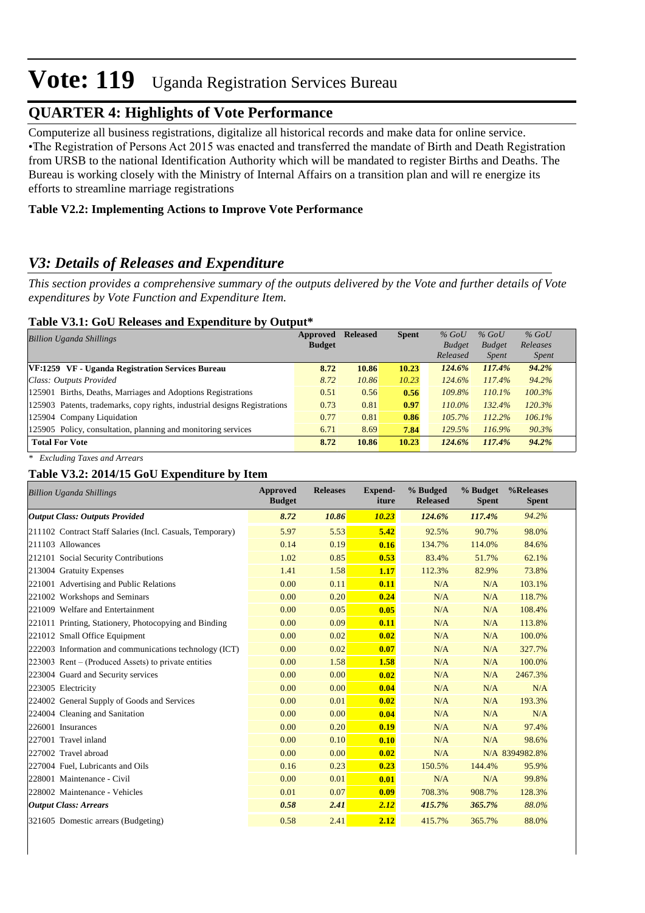# Vote: 119 Uganda Registration Services Bureau

## QUARTER 4: Highlights of Vote Performance

Computerize all business registrations, digitalize all historical records and make data for online service.
•The Registration of Persons Act 2015 was enacted and transferred the mandate of Birth and Death Registration from URSB to the national Identification Authority which will be mandated to register Births and Deaths. The Bureau is working closely with the Ministry of Internal Affairs on a transition plan and will re energize its efforts to streamline marriage registrations

**Table V2.2: Implementing Actions to Improve Vote Performance**

## *V3: Details of Releases and Expenditure*

*This section provides a comprehensive summary of the outputs delivered by the Vote and further details of Vote expenditures by Vote Function and Expenditure Item.*

**Table V3.1: GoU Releases and Expenditure by Output***

| *Billion Uganda Shillings* | Approved Budget | Released | Spent | *% GoU Budget Released* | *% GoU Budget Spent* | *% GoU Releases Spent* |
|---|---|---|---|---|---|---|
| **VF:1259 VF - Uganda Registration Services Bureau** | **8.72** | **10.86** | **10.23** | ***124.6%*** | ***117.4%*** | ***94.2%*** |
| *Class: Outputs Provided* | *8.72* | *10.86* | *10.23* | *124.6%* | *117.4%* | *94.2%* |
| 125901 Births, Deaths, Marriages and Adoptions Registrations | 0.51 | 0.56 | **0.56** | *109.8%* | *110.1%* | *100.3%* |
| 125903 Patents, trademarks, copy rights, industrial designs Registrations | 0.73 | 0.81 | **0.97** | *110.0%* | *132.4%* | *120.3%* |
| 125904 Company Liquidation | 0.77 | 0.81 | **0.86** | *105.7%* | *112.2%* | *106.1%* |
| 125905 Policy, consultation, planning and monitoring services | 6.71 | 8.69 | **7.84** | *129.5%* | *116.9%* | *90.3%* |
| **Total For Vote** | **8.72** | **10.86** | **10.23** | ***124.6%*** | ***117.4%*** | ***94.2%*** |

*\* Excluding Taxes and Arrears*

**Table V3.2: 2014/15 GoU Expenditure by Item**

| *Billion Uganda Shillings* | Approved Budget | Releases | Expend-iture | % Budgeted Released | % Budget Spent | %Releases Spent |
|---|---|---|---|---|---|---|
| ***Output Class: Outputs Provided*** | ***8.72*** | ***10.86*** | ***10.23*** | ***124.6%*** | ***117.4%*** | *94.2%* |
| 211102 Contract Staff Salaries (Incl. Casuals, Temporary) | 5.97 | 5.53 | **5.42** | 92.5% | 90.7% | 98.0% |
| 211103 Allowances | 0.14 | 0.19 | **0.16** | 134.7% | 114.0% | 84.6% |
| 212101 Social Security Contributions | 1.02 | 0.85 | **0.53** | 83.4% | 51.7% | 62.1% |
| 213004 Gratuity Expenses | 1.41 | 1.58 | **1.17** | 112.3% | 82.9% | 73.8% |
| 221001 Advertising and Public Relations | 0.00 | 0.11 | **0.11** | N/A | N/A | 103.1% |
| 221002 Workshops and Seminars | 0.00 | 0.20 | **0.24** | N/A | N/A | 118.7% |
| 221009 Welfare and Entertainment | 0.00 | 0.05 | **0.05** | N/A | N/A | 108.4% |
| 221011 Printing, Stationery, Photocopying and Binding | 0.00 | 0.09 | **0.11** | N/A | N/A | 113.8% |
| 221012 Small Office Equipment | 0.00 | 0.02 | **0.02** | N/A | N/A | 100.0% |
| 222003 Information and communications technology (ICT) | 0.00 | 0.02 | **0.07** | N/A | N/A | 327.7% |
| 223003 Rent – (Produced Assets) to private entities | 0.00 | 1.58 | **1.58** | N/A | N/A | 100.0% |
| 223004 Guard and Security services | 0.00 | 0.00 | **0.02** | N/A | N/A | 2467.3% |
| 223005 Electricity | 0.00 | 0.00 | **0.04** | N/A | N/A | N/A |
| 224002 General Supply of Goods and Services | 0.00 | 0.01 | **0.02** | N/A | N/A | 193.3% |
| 224004 Cleaning and Sanitation | 0.00 | 0.00 | **0.04** | N/A | N/A | N/A |
| 226001 Insurances | 0.00 | 0.20 | **0.19** | N/A | N/A | 97.4% |
| 227001 Travel inland | 0.00 | 0.10 | **0.10** | N/A | N/A | 98.6% |
| 227002 Travel abroad | 0.00 | 0.00 | **0.02** | N/A | N/A | 8394982.8% |
| 227004 Fuel, Lubricants and Oils | 0.16 | 0.23 | **0.23** | 150.5% | 144.4% | 95.9% |
| 228001 Maintenance - Civil | 0.00 | 0.01 | **0.01** | N/A | N/A | 99.8% |
| 228002 Maintenance - Vehicles | 0.01 | 0.07 | **0.09** | 708.3% | 908.7% | 128.3% |
| ***Output Class: Arrears*** | ***0.58*** | ***2.41*** | ***2.12*** | ***415.7%*** | ***365.7%*** | *88.0%* |
| 321605 Domestic arrears (Budgeting) | 0.58 | 2.41 | **2.12** | 415.7% | 365.7% | 88.0% |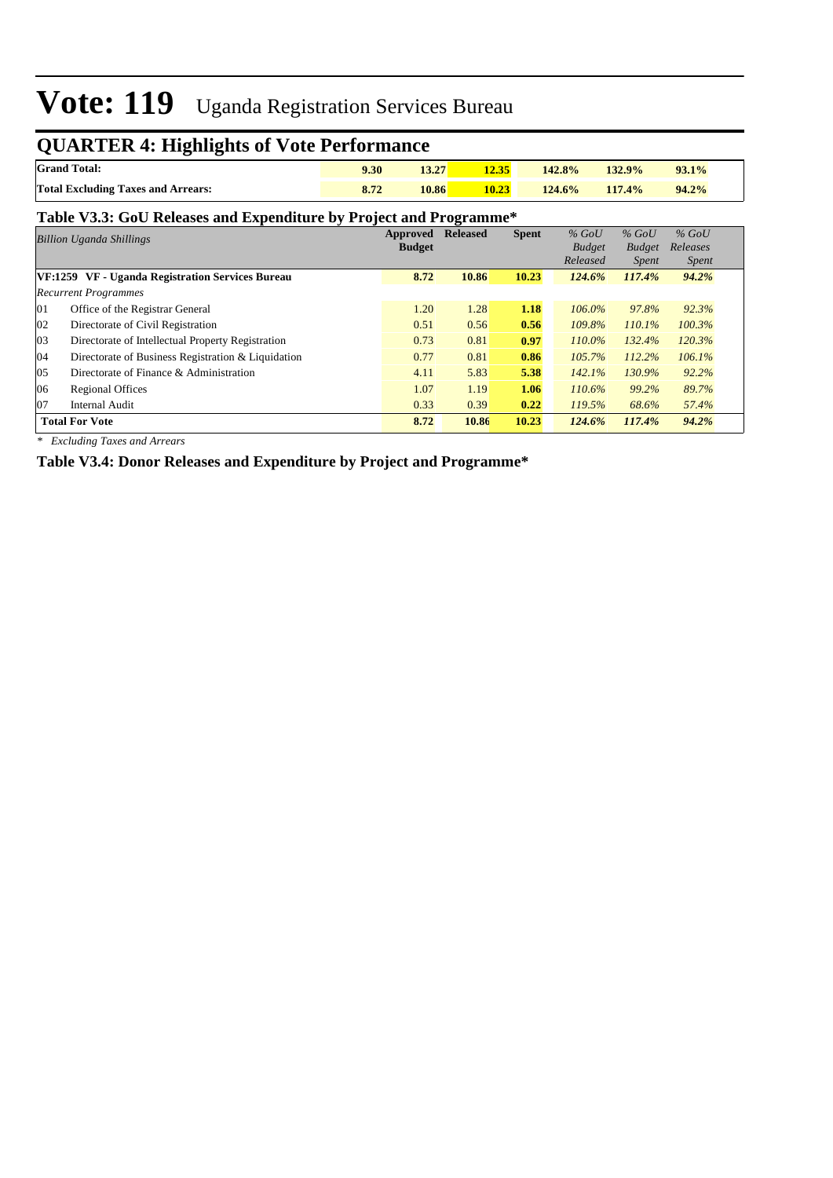# Vote: 119 Uganda Registration Services Bureau

## QUARTER 4: Highlights of Vote Performance

| | | | | | | |
|---|---|---|---|---|---|---|
| **Grand Total:** | **9.30** | **13.27** | **12.35** | **142.8%** | **132.9%** | **93.1%** |
| **Total Excluding Taxes and Arrears:** | **8.72** | **10.86** | **10.23** | **124.6%** | **117.4%** | **94.2%** |

### Table V3.3: GoU Releases and Expenditure by Project and Programme*

| *Billion Uganda Shillings* | Approved Budget | Released | Spent | *% GoU Budget Released* | *% GoU Budget Spent* | *% GoU Releases Spent* |
|---|---|---|---|---|---|---|
| **VF:1259 VF - Uganda Registration Services Bureau** | **8.72** | **10.86** | **10.23** | ***124.6%*** | ***117.4%*** | ***94.2%*** |
| *Recurrent Programmes* | | | | | | |
| 01 Office of the Registrar General | 1.20 | 1.28 | **1.18** | *106.0%* | *97.8%* | *92.3%* |
| 02 Directorate of Civil Registration | 0.51 | 0.56 | **0.56** | *109.8%* | *110.1%* | *100.3%* |
| 03 Directorate of Intellectual Property Registration | 0.73 | 0.81 | **0.97** | *110.0%* | *132.4%* | *120.3%* |
| 04 Directorate of Business Registration & Liquidation | 0.77 | 0.81 | **0.86** | *105.7%* | *112.2%* | *106.1%* |
| 05 Directorate of Finance & Administration | 4.11 | 5.83 | **5.38** | *142.1%* | *130.9%* | *92.2%* |
| 06 Regional Offices | 1.07 | 1.19 | **1.06** | *110.6%* | *99.2%* | *89.7%* |
| 07 Internal Audit | 0.33 | 0.39 | **0.22** | *119.5%* | *68.6%* | *57.4%* |
| **Total For Vote** | **8.72** | **10.86** | **10.23** | ***124.6%*** | ***117.4%*** | ***94.2%*** |

*\* Excluding Taxes and Arrears*

### Table V3.4: Donor Releases and Expenditure by Project and Programme*